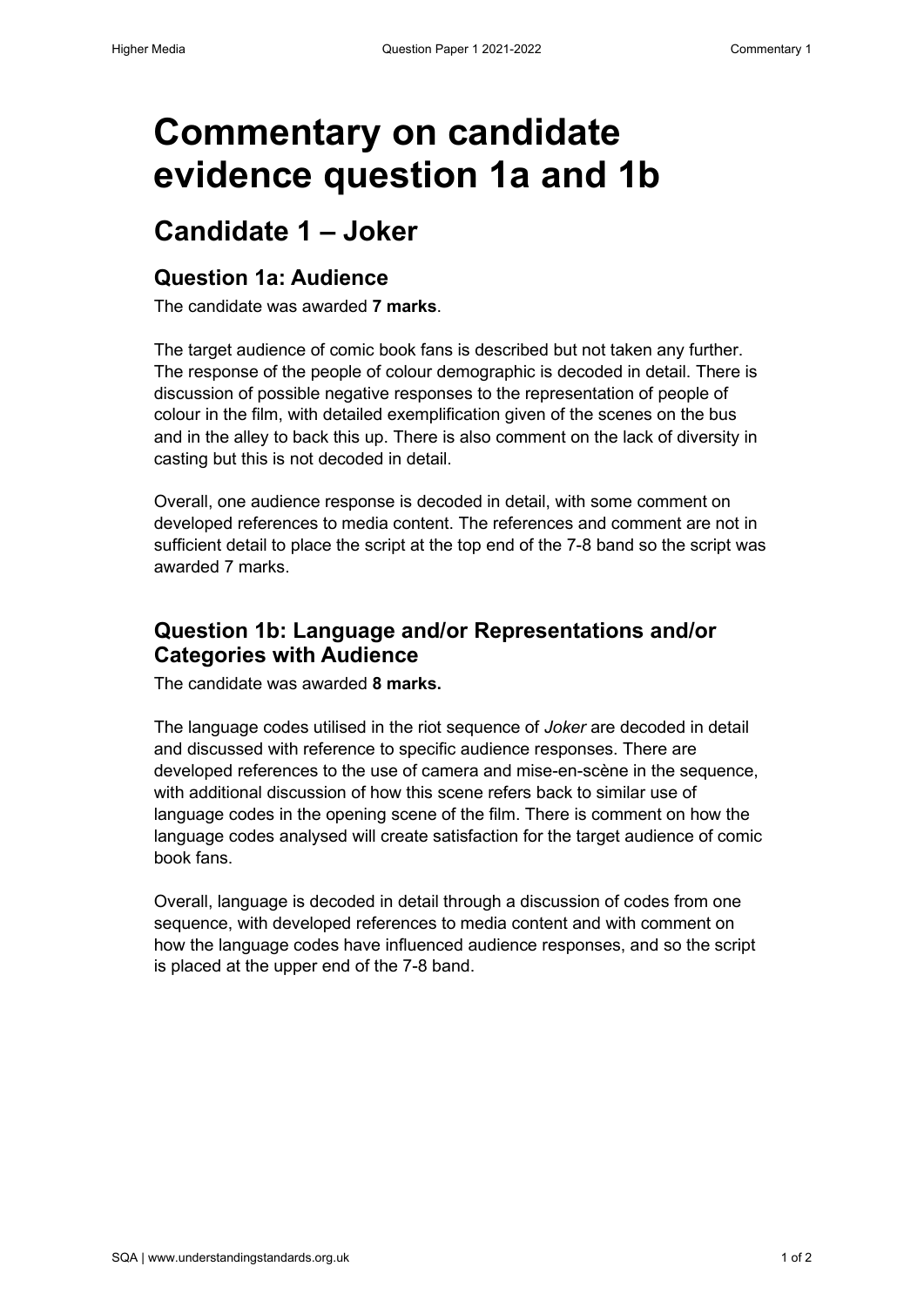# Commentary on candidate evidence question 1a and 1b

## Candidate 1 – Joker

### Question 1a: Audience

The candidate was awarded **7 marks**.

The target audience of comic book fans is described but not taken any further. The response of the people of colour demographic is decoded in detail. There is discussion of possible negative responses to the representation of people of colour in the film, with detailed exemplification given of the scenes on the bus and in the alley to back this up. There is also comment on the lack of diversity in casting but this is not decoded in detail.

Overall, one audience response is decoded in detail, with some comment on developed references to media content. The references and comment are not in sufficient detail to place the script at the top end of the 7-8 band so the script was awarded 7 marks.

### Question 1b: Language and/or Representations and/or Categories with Audience

The candidate was awarded **8 marks.**

The language codes utilised in the riot sequence of *Joker* are decoded in detail and discussed with reference to specific audience responses. There are developed references to the use of camera and mise-en-scène in the sequence, with additional discussion of how this scene refers back to similar use of language codes in the opening scene of the film. There is comment on how the language codes analysed will create satisfaction for the target audience of comic book fans.

Overall, language is decoded in detail through a discussion of codes from one sequence, with developed references to media content and with comment on how the language codes have influenced audience responses, and so the script is placed at the upper end of the 7-8 band.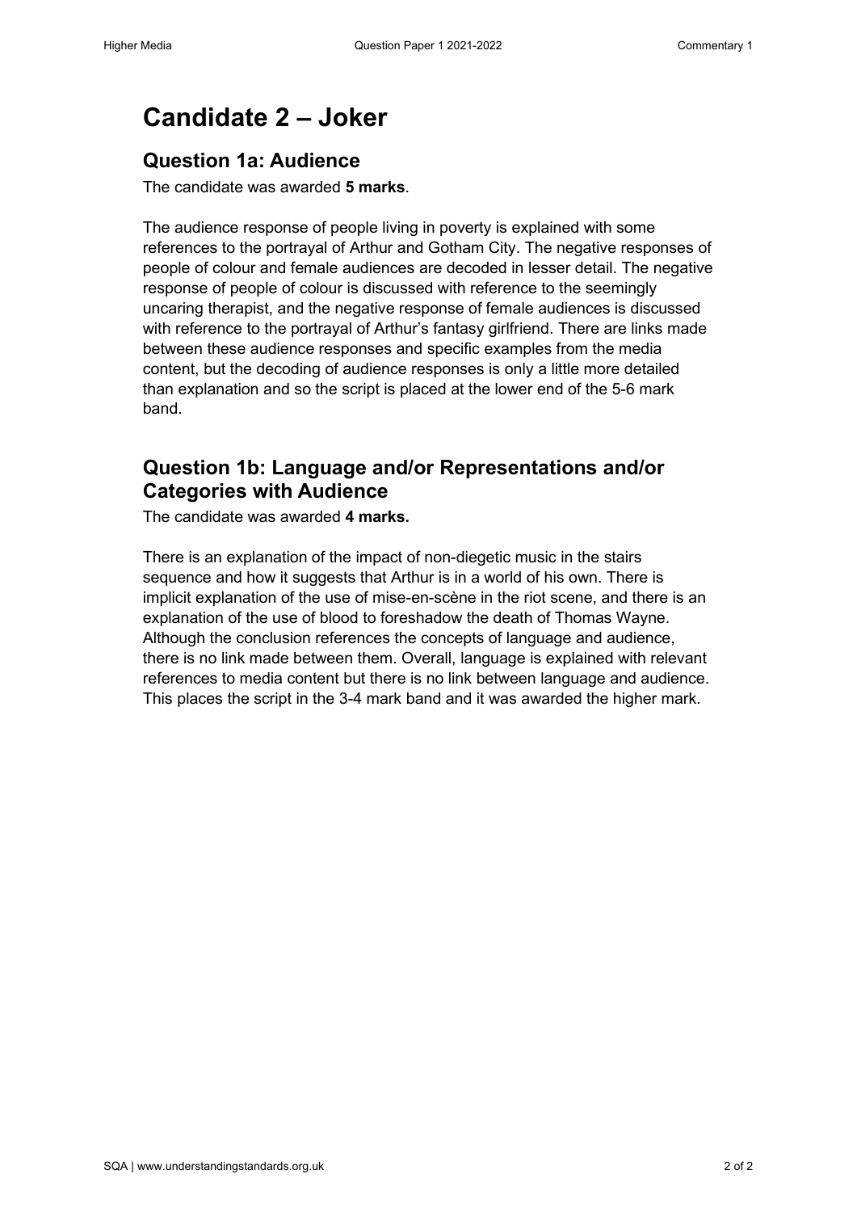# Candidate 2 – Joker

## Question 1a: Audience

The candidate was awarded **5 marks**.

The audience response of people living in poverty is explained with some references to the portrayal of Arthur and Gotham City. The negative responses of people of colour and female audiences are decoded in lesser detail. The negative response of people of colour is discussed with reference to the seemingly uncaring therapist, and the negative response of female audiences is discussed with reference to the portrayal of Arthur's fantasy girlfriend. There are links made between these audience responses and specific examples from the media content, but the decoding of audience responses is only a little more detailed than explanation and so the script is placed at the lower end of the 5-6 mark band.

## Question 1b: Language and/or Representations and/or Categories with Audience

The candidate was awarded **4 marks.**

There is an explanation of the impact of non-diegetic music in the stairs sequence and how it suggests that Arthur is in a world of his own. There is implicit explanation of the use of mise-en-scène in the riot scene, and there is an explanation of the use of blood to foreshadow the death of Thomas Wayne. Although the conclusion references the concepts of language and audience, there is no link made between them. Overall, language is explained with relevant references to media content but there is no link between language and audience. This places the script in the 3-4 mark band and it was awarded the higher mark.